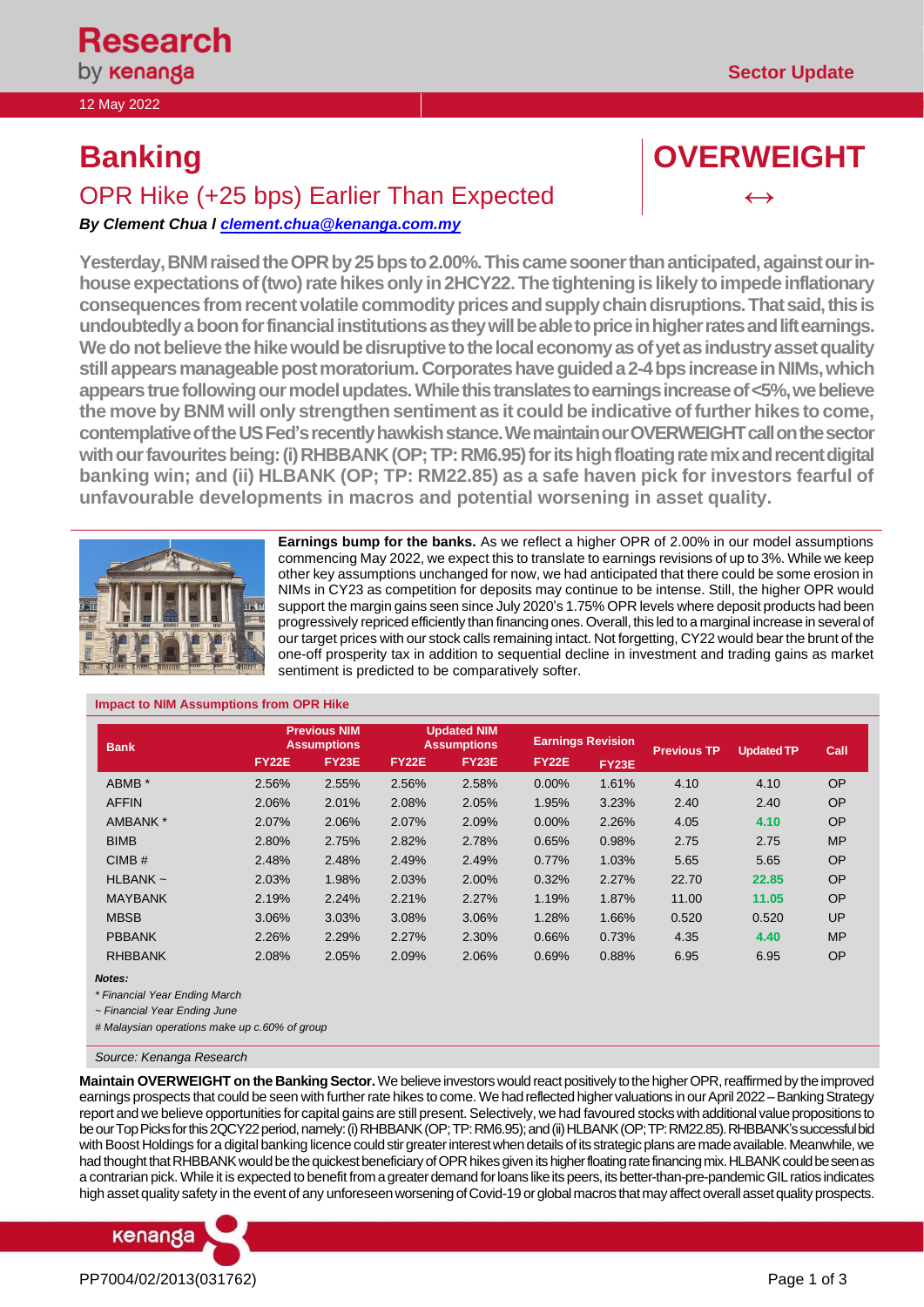Research by kenanga

12 May 2022

Sector Update

# Banking

## OPR Hike (+25 bps) Earlier Than Expected

**OVERWEIGHT ↔**

***By Clement Chua I clement.chua@kenanga.com.my***

**Yesterday, BNM raised the OPR by 25 bps to 2.00%. This came sooner than anticipated, against our in-house expectations of (two) rate hikes only in 2HCY22. The tightening is likely to impede inflationary consequences from recent volatile commodity prices and supply chain disruptions. That said, this is undoubtedly a boon for financial institutions as they will be able to price in higher rates and lift earnings. We do not believe the hike would be disruptive to the local economy as of yet as industry asset quality still appears manageable post moratorium. Corporates have guided a 2-4 bps increase in NIMs, which appears true following our model updates. While this translates to earnings increase of <5%, we believe the move by BNM will only strengthen sentiment as it could be indicative of further hikes to come, contemplative of the US Fed's recently hawkish stance. We maintain our OVERWEIGHT call on the sector with our favourites being: (i) RHBBANK (OP; TP: RM6.95) for its high floating rate mix and recent digital banking win; and (ii) HLBANK (OP; TP: RM22.85) as a safe haven pick for investors fearful of unfavourable developments in macros and potential worsening in asset quality.**

**Earnings bump for the banks.** As we reflect a higher OPR of 2.00% in our model assumptions commencing May 2022, we expect this to translate to earnings revisions of up to 3%. While we keep other key assumptions unchanged for now, we had anticipated that there could be some erosion in NIMs in CY23 as competition for deposits may continue to be intense. Still, the higher OPR would support the margin gains seen since July 2020's 1.75% OPR levels where deposit products had been progressively repriced efficiently than financing ones. Overall, this led to a marginal increase in several of our target prices with our stock calls remaining intact. Not forgetting, CY22 would bear the brunt of the one-off prosperity tax in addition to sequential decline in investment and trading gains as market sentiment is predicted to be comparatively softer.

**Impact to NIM Assumptions from OPR Hike**

| Bank | Previous NIM Assumptions | | Updated NIM Assumptions | | Earnings Revision | | Previous TP | Updated TP | Call |
|---|---|---|---|---|---|---|---|---|---|
| | FY22E | FY23E | FY22E | FY23E | FY22E | FY23E | | | |
| ABMB * | 2.56% | 2.55% | 2.56% | 2.58% | 0.00% | 1.61% | 4.10 | 4.10 | OP |
| AFFIN | 2.06% | 2.01% | 2.08% | 2.05% | 1.95% | 3.23% | 2.40 | 2.40 | OP |
| AMBANK * | 2.07% | 2.06% | 2.07% | 2.09% | 0.00% | 2.26% | 4.05 | 4.10 | OP |
| BIMB | 2.80% | 2.75% | 2.82% | 2.78% | 0.65% | 0.98% | 2.75 | 2.75 | MP |
| CIMB # | 2.48% | 2.48% | 2.49% | 2.49% | 0.77% | 1.03% | 5.65 | 5.65 | OP |
| HLBANK ~ | 2.03% | 1.98% | 2.03% | 2.00% | 0.32% | 2.27% | 22.70 | 22.85 | OP |
| MAYBANK | 2.19% | 2.24% | 2.21% | 2.27% | 1.19% | 1.87% | 11.00 | 11.05 | OP |
| MBSB | 3.06% | 3.03% | 3.08% | 3.06% | 1.28% | 1.66% | 0.520 | 0.520 | UP |
| PBBANK | 2.26% | 2.29% | 2.27% | 2.30% | 0.66% | 0.73% | 4.35 | 4.40 | MP |
| RHBBANK | 2.08% | 2.05% | 2.09% | 2.06% | 0.69% | 0.88% | 6.95 | 6.95 | OP |

***Notes:***

*\* Financial Year Ending March*

*~ Financial Year Ending June*

*# Malaysian operations make up c.60% of group*

*Source: Kenanga Research*

**Maintain OVERWEIGHT on the Banking Sector.** We believe investors would react positively to the higher OPR, reaffirmed by the improved earnings prospects that could be seen with further rate hikes to come. We had reflected higher valuations in our April 2022 – Banking Strategy report and we believe opportunities for capital gains are still present. Selectively, we had favoured stocks with additional value propositions to be our Top Picks for this 2QCY22 period, namely: (i) RHBBANK (OP; TP: RM6.95); and (ii) HLBANK (OP; TP: RM22.85). RHBBANK's successful bid with Boost Holdings for a digital banking licence could stir greater interest when details of its strategic plans are made available. Meanwhile, we had thought that RHBBANK would be the quickest beneficiary of OPR hikes given its higher floating rate financing mix. HLBANK could be seen as a contrarian pick. While it is expected to benefit from a greater demand for loans like its peers, its better-than-pre-pandemic GIL ratios indicates high asset quality safety in the event of any unforeseen worsening of Covid-19 or global macros that may affect overall asset quality prospects.

PP7004/02/2013(031762)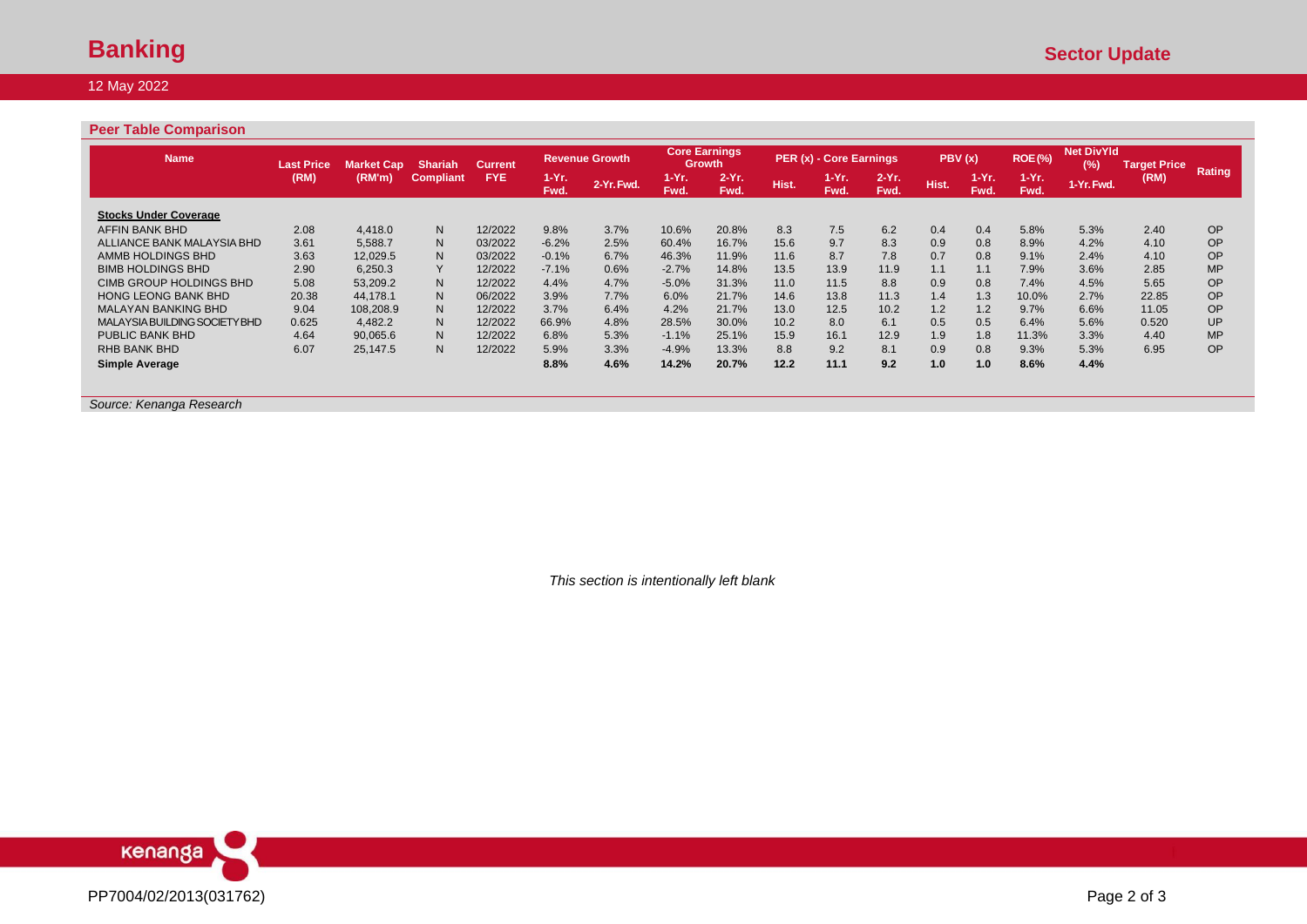## Peer Table Comparison

| Name | Last Price (RM) | Market Cap (RM'm) | Shariah Compliant | Current FYE | Revenue Growth | | Core Earnings Growth | | PER (x) - Core Earnings | | | PBV (x) | | ROE (%) | Net DivYld (%) | Target Price (RM) | Rating |
|---|---|---|---|---|---|---|---|---|---|---|---|---|---|---|---|---|---|
| | | | | | 1-Yr. Fwd. | 2-Yr. Fwd. | 1-Yr. Fwd. | 2-Yr. Fwd. | Hist. | 1-Yr. Fwd. | 2-Yr. Fwd. | Hist. | 1-Yr. Fwd. | 1-Yr. Fwd. | 1-Yr. Fwd. | | |
| **Stocks Under Coverage** | | | | | | | | | | | | | | | | | |
| AFFIN BANK BHD | 2.08 | 4,418.0 | N | 12/2022 | 9.8% | 3.7% | 10.6% | 20.8% | 8.3 | 7.5 | 6.2 | 0.4 | 0.4 | 5.8% | 5.3% | 2.40 | OP |
| ALLIANCE BANK MALAYSIA BHD | 3.61 | 5,588.7 | N | 03/2022 | -6.2% | 2.5% | 60.4% | 16.7% | 15.6 | 9.7 | 8.3 | 0.9 | 0.8 | 8.9% | 4.2% | 4.10 | OP |
| AMMB HOLDINGS BHD | 3.63 | 12,029.5 | N | 03/2022 | -0.1% | 6.7% | 46.3% | 11.9% | 11.6 | 8.7 | 7.8 | 0.7 | 0.8 | 9.1% | 2.4% | 4.10 | OP |
| BIMB HOLDINGS BHD | 2.90 | 6,250.3 | Y | 12/2022 | -7.1% | 0.6% | -2.7% | 14.8% | 13.5 | 13.9 | 11.9 | 1.1 | 1.1 | 7.9% | 3.6% | 2.85 | MP |
| CIMB GROUP HOLDINGS BHD | 5.08 | 53,209.2 | N | 12/2022 | 4.4% | 4.7% | -5.0% | 31.3% | 11.0 | 11.5 | 8.8 | 0.9 | 0.8 | 7.4% | 4.5% | 5.65 | OP |
| HONG LEONG BANK BHD | 20.38 | 44,178.1 | N | 06/2022 | 3.9% | 7.7% | 6.0% | 21.7% | 14.6 | 13.8 | 11.3 | 1.4 | 1.3 | 10.0% | 2.7% | 22.85 | OP |
| MALAYAN BANKING BHD | 9.04 | 108,208.9 | N | 12/2022 | 3.7% | 6.4% | 4.2% | 21.7% | 13.0 | 12.5 | 10.2 | 1.2 | 1.2 | 9.7% | 6.6% | 11.05 | OP |
| MALAYSIA BUILDING SOCIETY BHD | 0.625 | 4,482.2 | N | 12/2022 | 66.9% | 4.8% | 28.5% | 30.0% | 10.2 | 8.0 | 6.1 | 0.5 | 0.5 | 6.4% | 5.6% | 0.520 | UP |
| PUBLIC BANK BHD | 4.64 | 90,065.6 | N | 12/2022 | 6.8% | 5.3% | -1.1% | 25.1% | 15.9 | 16.1 | 12.9 | 1.9 | 1.8 | 11.3% | 3.3% | 4.40 | MP |
| RHB BANK BHD | 6.07 | 25,147.5 | N | 12/2022 | 5.9% | 3.3% | -4.9% | 13.3% | 8.8 | 9.2 | 8.1 | 0.9 | 0.8 | 9.3% | 5.3% | 6.95 | OP |
| **Simple Average** | | | | | **8.8%** | **4.6%** | **14.2%** | **20.7%** | **12.2** | **11.1** | **9.2** | **1.0** | **1.0** | **8.6%** | **4.4%** | | |

*Source: Kenanga Research*

*This section is intentionally left blank*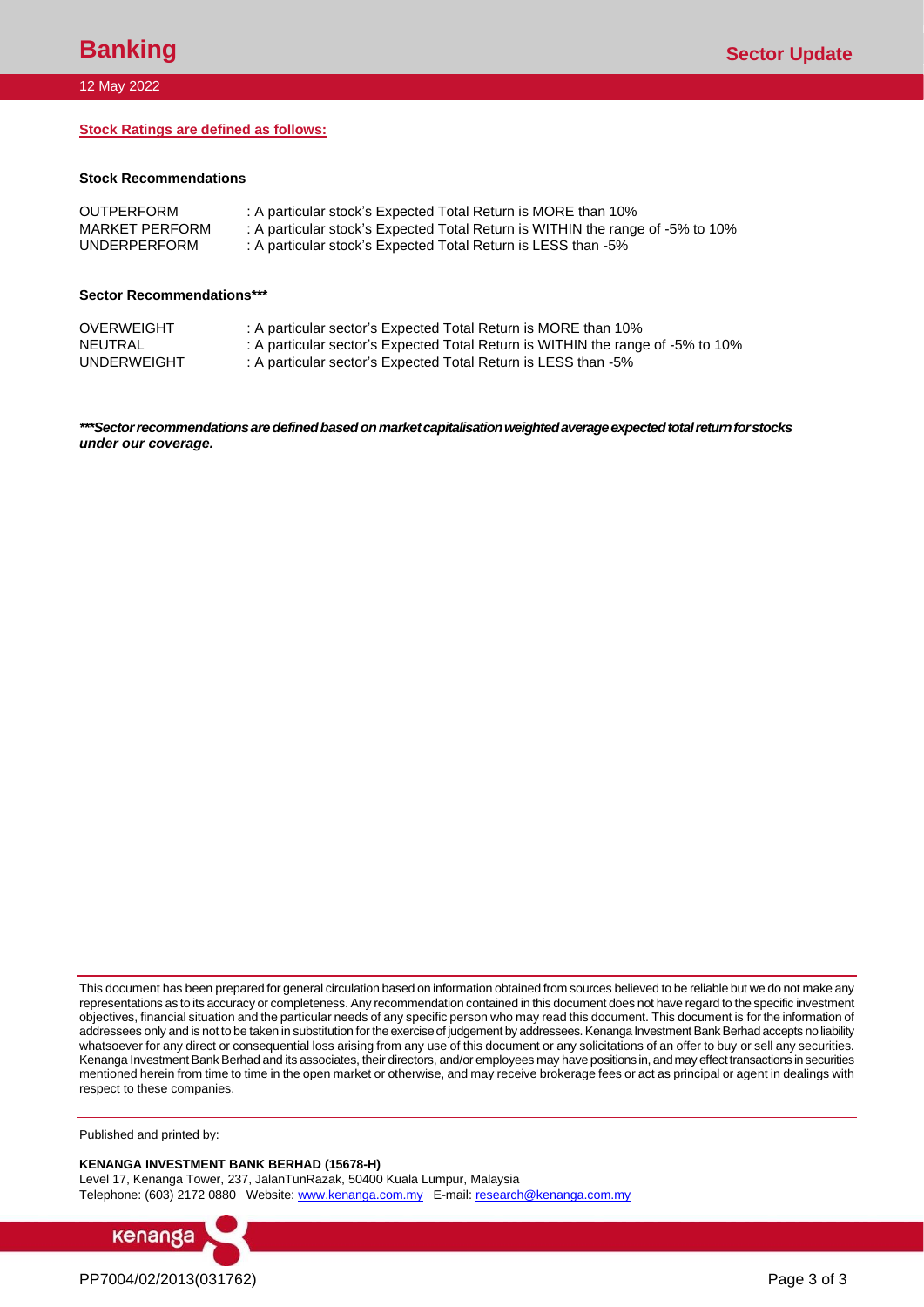**Stock Ratings are defined as follows:**

**Stock Recommendations**

| | |
|---|---|
| OUTPERFORM | : A particular stock's Expected Total Return is MORE than 10% |
| MARKET PERFORM | : A particular stock's Expected Total Return is WITHIN the range of -5% to 10% |
| UNDERPERFORM | : A particular stock's Expected Total Return is LESS than -5% |

**Sector Recommendations*****

| | |
|---|---|
| OVERWEIGHT | : A particular sector's Expected Total Return is MORE than 10% |
| NEUTRAL | : A particular sector's Expected Total Return is WITHIN the range of -5% to 10% |
| UNDERWEIGHT | : A particular sector's Expected Total Return is LESS than -5% |

***\*\*\*Sector recommendations are defined based on market capitalisation weighted average expected total return for stocks under our coverage.***

This document has been prepared for general circulation based on information obtained from sources believed to be reliable but we do not make any representations as to its accuracy or completeness. Any recommendation contained in this document does not have regard to the specific investment objectives, financial situation and the particular needs of any specific person who may read this document. This document is for the information of addressees only and is not to be taken in substitution for the exercise of judgement by addressees. Kenanga Investment Bank Berhad accepts no liability whatsoever for any direct or consequential loss arising from any use of this document or any solicitations of an offer to buy or sell any securities. Kenanga Investment Bank Berhad and its associates, their directors, and/or employees may have positions in, and may effect transactions in securities mentioned herein from time to time in the open market or otherwise, and may receive brokerage fees or act as principal or agent in dealings with respect to these companies.

Published and printed by:

**KENANGA INVESTMENT BANK BERHAD (15678-H)**
Level 17, Kenanga Tower, 237, JalanTunRazak, 50400 Kuala Lumpur, Malaysia
Telephone: (603) 2172 0880 Website: www.kenanga.com.my E-mail: research@kenanga.com.my

PP7004/02/2013(031762)